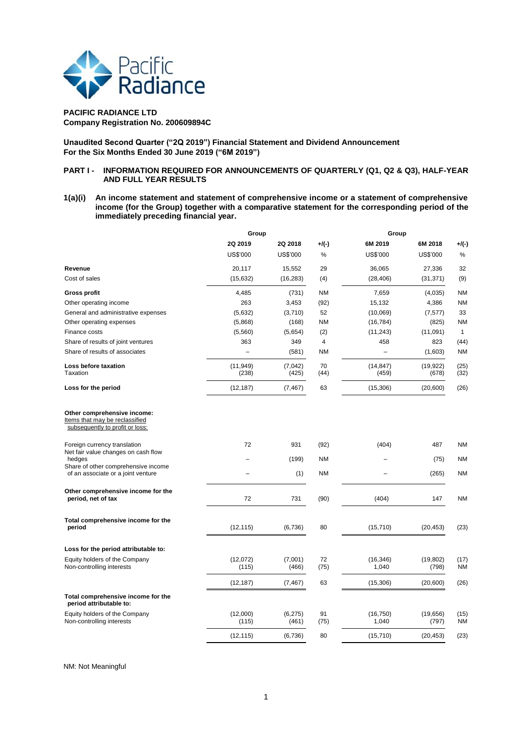**PACIFIC RADIANCE LTD**
**Company Registration No. 200609894C**

**Unaudited Second Quarter ("2Q 2019") Financial Statement and Dividend Announcement**
**For the Six Months Ended 30 June 2019 ("6M 2019")**

## PART I - INFORMATION REQUIRED FOR ANNOUNCEMENTS OF QUARTERLY (Q1, Q2 & Q3), HALF-YEAR AND FULL YEAR RESULTS

**1(a)(i) An income statement and statement of comprehensive income or a statement of comprehensive income (for the Group) together with a comparative statement for the corresponding period of the immediately preceding financial year.**

| | Group | | | Group | | |
|---|---|---|---|---|---|---|
| | 2Q 2019 | 2Q 2018 | +/(-) | 6M 2019 | 6M 2018 | +/(-) |
| | US$'000 | US$'000 | % | US$'000 | US$'000 | % |
| **Revenue** | 20,117 | 15,552 | 29 | 36,065 | 27,336 | 32 |
| Cost of sales | (15,632) | (16,283) | (4) | (28,406) | (31,371) | (9) |
| **Gross profit** | 4,485 | (731) | NM | 7,659 | (4,035) | NM |
| Other operating income | 263 | 3,453 | (92) | 15,132 | 4,386 | NM |
| General and administrative expenses | (5,632) | (3,710) | 52 | (10,069) | (7,577) | 33 |
| Other operating expenses | (5,868) | (168) | NM | (16,784) | (825) | NM |
| Finance costs | (5,560) | (5,654) | (2) | (11,243) | (11,091) | 1 |
| Share of results of joint ventures | 363 | 349 | 4 | 458 | 823 | (44) |
| Share of results of associates | – | (581) | NM | – | (1,603) | NM |
| **Loss before taxation** | (11,949) | (7,042) | 70 | (14,847) | (19,922) | (25) |
| Taxation | (238) | (425) | (44) | (459) | (678) | (32) |
| **Loss for the period** | (12,187) | (7,467) | 63 | (15,306) | (20,600) | (26) |
| **Other comprehensive income:** | | | | | | |
| Items that may be reclassified subsequently to profit or loss: | | | | | | |
| Foreign currency translation | 72 | 931 | (92) | (404) | 487 | NM |
| Net fair value changes on cash flow hedges | – | (199) | NM | – | (75) | NM |
| Share of other comprehensive income of an associate or a joint venture | – | (1) | NM | – | (265) | NM |
| **Other comprehensive income for the period, net of tax** | 72 | 731 | (90) | (404) | 147 | NM |
| **Total comprehensive income for the period** | (12,115) | (6,736) | 80 | (15,710) | (20,453) | (23) |
| **Loss for the period attributable to:** | | | | | | |
| Equity holders of the Company | (12,072) | (7,001) | 72 | (16,346) | (19,802) | (17) |
| Non-controlling interests | (115) | (466) | (75) | 1,040 | (798) | NM |
| | (12,187) | (7,467) | 63 | (15,306) | (20,600) | (26) |
| **Total comprehensive income for the period attributable to:** | | | | | | |
| Equity holders of the Company | (12,000) | (6,275) | 91 | (16,750) | (19,656) | (15) |
| Non-controlling interests | (115) | (461) | (75) | 1,040 | (797) | NM |
| | (12,115) | (6,736) | 80 | (15,710) | (20,453) | (23) |

NM: Not Meaningful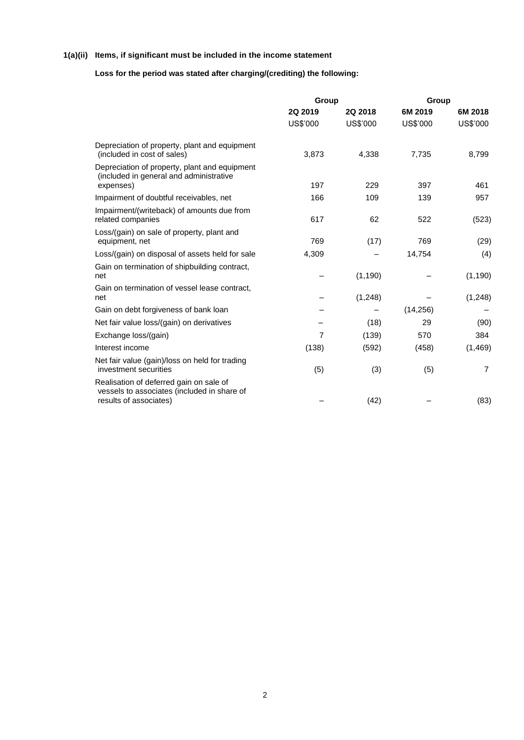**1(a)(ii) Items, if significant must be included in the income statement**

**Loss for the period was stated after charging/(crediting) the following:**

| | Group | | Group | |
|---|---|---|---|---|
| | **2Q 2019** | **2Q 2018** | **6M 2019** | **6M 2018** |
| | US$'000 | US$'000 | US$'000 | US$'000 |
| Depreciation of property, plant and equipment (included in cost of sales) | 3,873 | 4,338 | 7,735 | 8,799 |
| Depreciation of property, plant and equipment (included in general and administrative expenses) | 197 | 229 | 397 | 461 |
| Impairment of doubtful receivables, net | 166 | 109 | 139 | 957 |
| Impairment/(writeback) of amounts due from related companies | 617 | 62 | 522 | (523) |
| Loss/(gain) on sale of property, plant and equipment, net | 769 | (17) | 769 | (29) |
| Loss/(gain) on disposal of assets held for sale | 4,309 | – | 14,754 | (4) |
| Gain on termination of shipbuilding contract, net | – | (1,190) | – | (1,190) |
| Gain on termination of vessel lease contract, net | – | (1,248) | – | (1,248) |
| Gain on debt forgiveness of bank loan | – | – | (14,256) | – |
| Net fair value loss/(gain) on derivatives | – | (18) | 29 | (90) |
| Exchange loss/(gain) | 7 | (139) | 570 | 384 |
| Interest income | (138) | (592) | (458) | (1,469) |
| Net fair value (gain)/loss on held for trading investment securities | (5) | (3) | (5) | 7 |
| Realisation of deferred gain on sale of vessels to associates (included in share of results of associates) | – | (42) | – | (83) |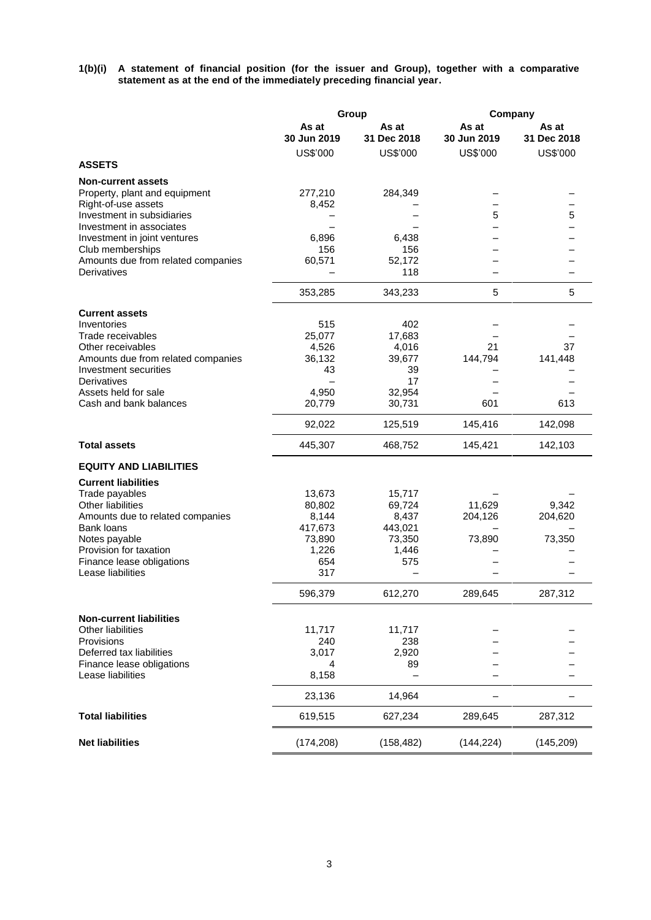**1(b)(i) A statement of financial position (for the issuer and Group), together with a comparative statement as at the end of the immediately preceding financial year.**

| | Group | | Company | |
|---|---|---|---|---|
| | **As at 30 Jun 2019** | **As at 31 Dec 2018** | **As at 30 Jun 2019** | **As at 31 Dec 2018** |
| | US$'000 | US$'000 | US$'000 | US$'000 |
| **ASSETS** | | | | |
| **Non-current assets** | | | | |
| Property, plant and equipment | 277,210 | 284,349 | – | – |
| Right-of-use assets | 8,452 | – | – | – |
| Investment in subsidiaries | – | – | 5 | 5 |
| Investment in associates | – | – | – | – |
| Investment in joint ventures | 6,896 | 6,438 | – | – |
| Club memberships | 156 | 156 | – | – |
| Amounts due from related companies | 60,571 | 52,172 | – | – |
| Derivatives | – | 118 | – | – |
| | 353,285 | 343,233 | 5 | 5 |
| **Current assets** | | | | |
| Inventories | 515 | 402 | – | – |
| Trade receivables | 25,077 | 17,683 | – | – |
| Other receivables | 4,526 | 4,016 | 21 | 37 |
| Amounts due from related companies | 36,132 | 39,677 | 144,794 | 141,448 |
| Investment securities | 43 | 39 | – | – |
| Derivatives | – | 17 | – | – |
| Assets held for sale | 4,950 | 32,954 | – | – |
| Cash and bank balances | 20,779 | 30,731 | 601 | 613 |
| | 92,022 | 125,519 | 145,416 | 142,098 |
| **Total assets** | 445,307 | 468,752 | 145,421 | 142,103 |
| **EQUITY AND LIABILITIES** | | | | |
| **Current liabilities** | | | | |
| Trade payables | 13,673 | 15,717 | – | – |
| Other liabilities | 80,802 | 69,724 | 11,629 | 9,342 |
| Amounts due to related companies | 8,144 | 8,437 | 204,126 | 204,620 |
| Bank loans | 417,673 | 443,021 | – | – |
| Notes payable | 73,890 | 73,350 | 73,890 | 73,350 |
| Provision for taxation | 1,226 | 1,446 | – | – |
| Finance lease obligations | 654 | 575 | – | – |
| Lease liabilities | 317 | – | – | – |
| | 596,379 | 612,270 | 289,645 | 287,312 |
| **Non-current liabilities** | | | | |
| Other liabilities | 11,717 | 11,717 | – | – |
| Provisions | 240 | 238 | – | – |
| Deferred tax liabilities | 3,017 | 2,920 | – | – |
| Finance lease obligations | 4 | 89 | – | – |
| Lease liabilities | 8,158 | – | – | – |
| | 23,136 | 14,964 | – | – |
| **Total liabilities** | 619,515 | 627,234 | 289,645 | 287,312 |
| **Net liabilities** | (174,208) | (158,482) | (144,224) | (145,209) |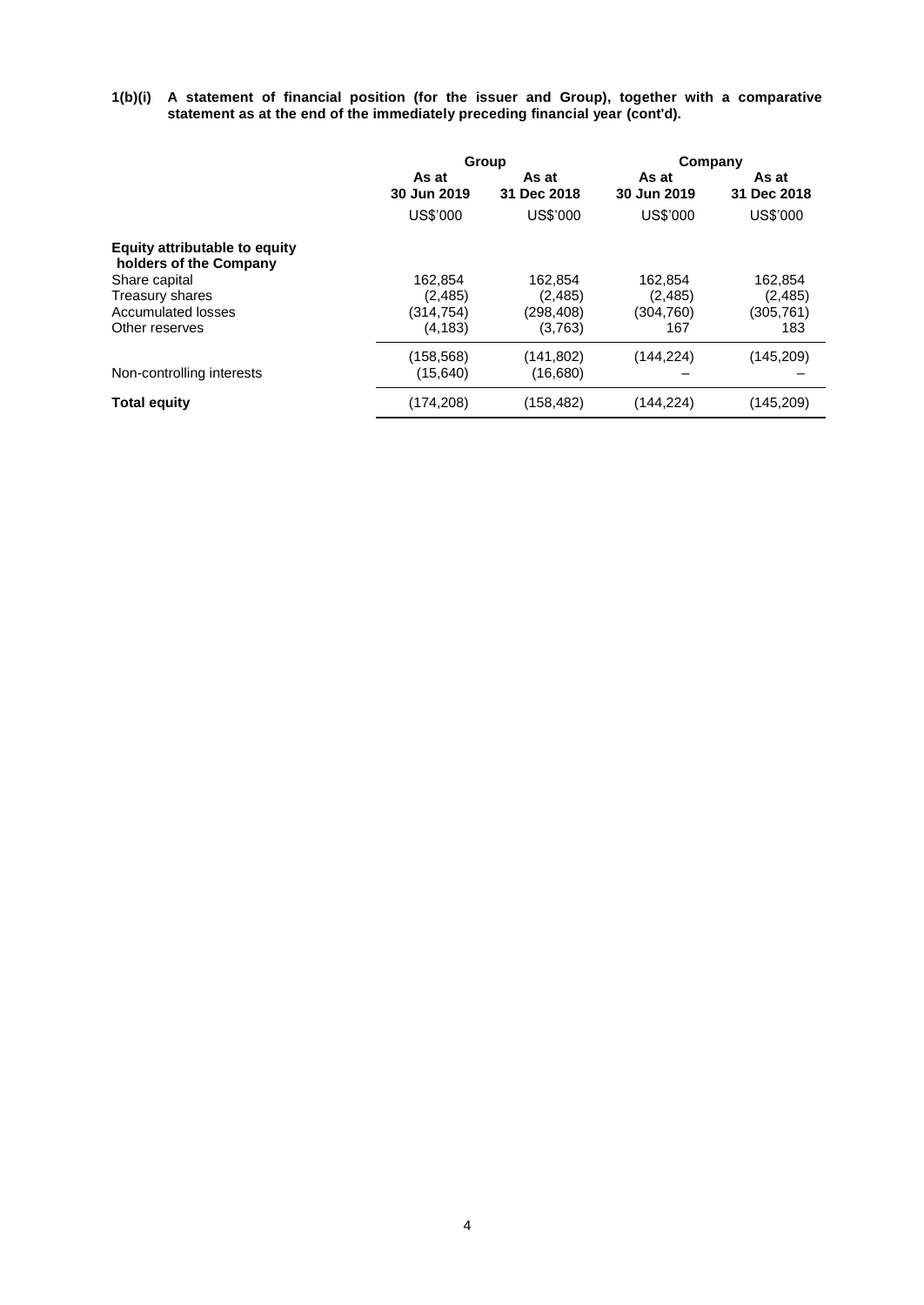**1(b)(i) A statement of financial position (for the issuer and Group), together with a comparative statement as at the end of the immediately preceding financial year (cont'd).**

| | Group | | Company | |
|---|---|---|---|---|
| | **As at 30 Jun 2019** | **As at 31 Dec 2018** | **As at 30 Jun 2019** | **As at 31 Dec 2018** |
| | US$'000 | US$'000 | US$'000 | US$'000 |
| **Equity attributable to equity holders of the Company** | | | | |
| Share capital | 162,854 | 162,854 | 162,854 | 162,854 |
| Treasury shares | (2,485) | (2,485) | (2,485) | (2,485) |
| Accumulated losses | (314,754) | (298,408) | (304,760) | (305,761) |
| Other reserves | (4,183) | (3,763) | 167 | 183 |
| | (158,568) | (141,802) | (144,224) | (145,209) |
| Non-controlling interests | (15,640) | (16,680) | – | – |
| **Total equity** | (174,208) | (158,482) | (144,224) | (145,209) |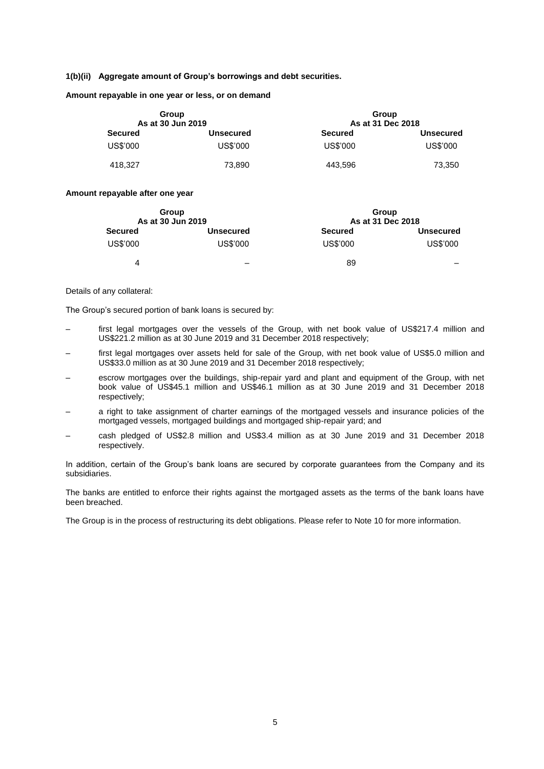**1(b)(ii) Aggregate amount of Group's borrowings and debt securities.**

**Amount repayable in one year or less, or on demand**

| Group As at 30 Jun 2019 | | Group As at 31 Dec 2018 | |
|---|---|---|---|
| **Secured** | **Unsecured** | **Secured** | **Unsecured** |
| US$'000 | US$'000 | US$'000 | US$'000 |
| 418,327 | 73,890 | 443,596 | 73,350 |

**Amount repayable after one year**

| Group As at 30 Jun 2019 | | Group As at 31 Dec 2018 | |
|---|---|---|---|
| **Secured** | **Unsecured** | **Secured** | **Unsecured** |
| US$'000 | US$'000 | US$'000 | US$'000 |
| 4 | – | 89 | – |

Details of any collateral:

The Group's secured portion of bank loans is secured by:

- first legal mortgages over the vessels of the Group, with net book value of US$217.4 million and US$221.2 million as at 30 June 2019 and 31 December 2018 respectively;
- first legal mortgages over assets held for sale of the Group, with net book value of US$5.0 million and US$33.0 million as at 30 June 2019 and 31 December 2018 respectively;
- escrow mortgages over the buildings, ship-repair yard and plant and equipment of the Group, with net book value of US$45.1 million and US$46.1 million as at 30 June 2019 and 31 December 2018 respectively;
- a right to take assignment of charter earnings of the mortgaged vessels and insurance policies of the mortgaged vessels, mortgaged buildings and mortgaged ship-repair yard; and
- cash pledged of US$2.8 million and US$3.4 million as at 30 June 2019 and 31 December 2018 respectively.

In addition, certain of the Group's bank loans are secured by corporate guarantees from the Company and its subsidiaries.

The banks are entitled to enforce their rights against the mortgaged assets as the terms of the bank loans have been breached.

The Group is in the process of restructuring its debt obligations. Please refer to Note 10 for more information.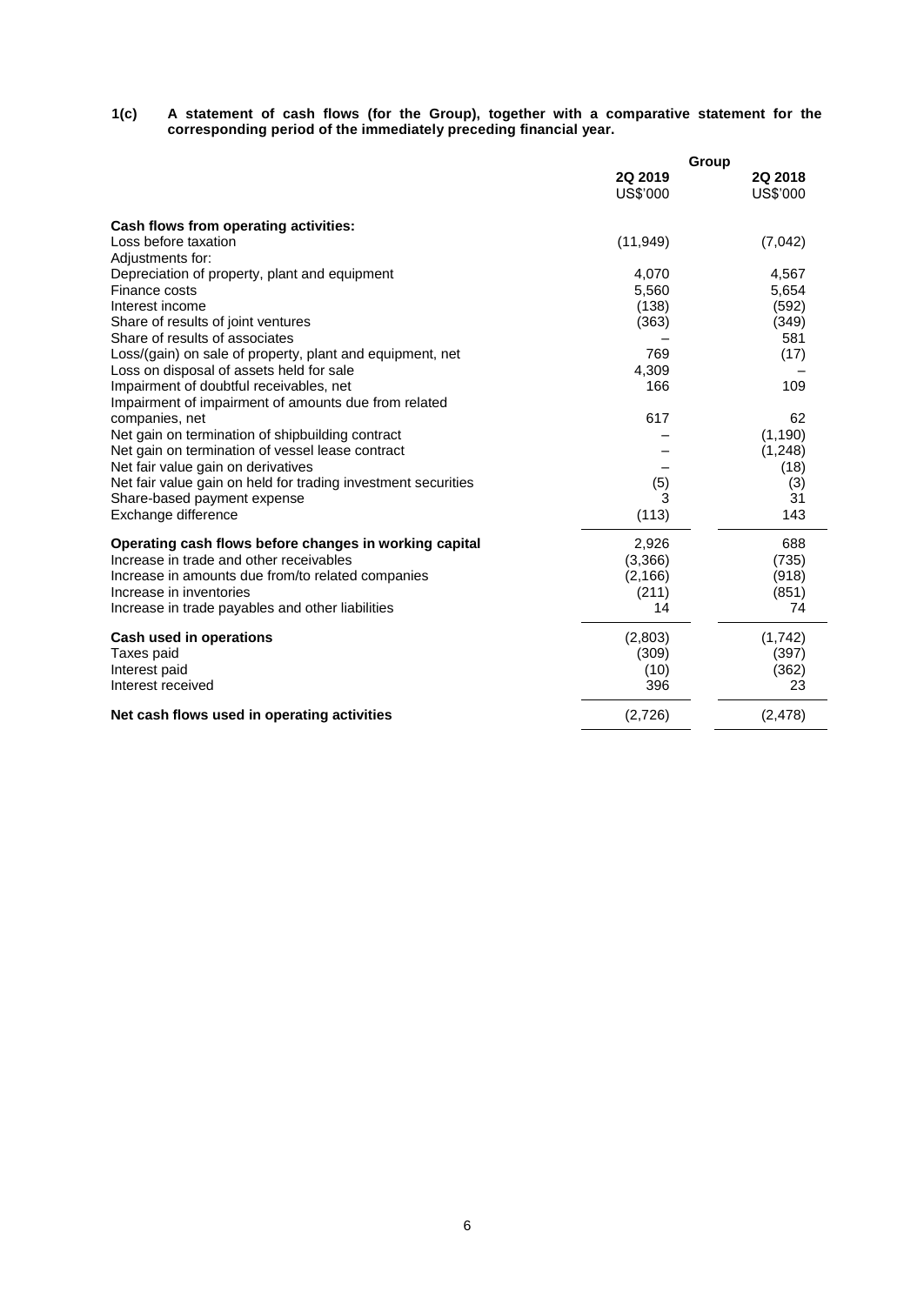**1(c) A statement of cash flows (for the Group), together with a comparative statement for the corresponding period of the immediately preceding financial year.**

| | Group | |
|---|---|---|
| | **2Q 2019** | **2Q 2018** |
| | US$'000 | US$'000 |
| **Cash flows from operating activities:** | | |
| Loss before taxation | (11,949) | (7,042) |
| Adjustments for: | | |
| Depreciation of property, plant and equipment | 4,070 | 4,567 |
| Finance costs | 5,560 | 5,654 |
| Interest income | (138) | (592) |
| Share of results of joint ventures | (363) | (349) |
| Share of results of associates | – | 581 |
| Loss/(gain) on sale of property, plant and equipment, net | 769 | (17) |
| Loss on disposal of assets held for sale | 4,309 | – |
| Impairment of doubtful receivables, net | 166 | 109 |
| Impairment of impairment of amounts due from related companies, net | 617 | 62 |
| Net gain on termination of shipbuilding contract | – | (1,190) |
| Net gain on termination of vessel lease contract | – | (1,248) |
| Net fair value gain on derivatives | – | (18) |
| Net fair value gain on held for trading investment securities | (5) | (3) |
| Share-based payment expense | 3 | 31 |
| Exchange difference | (113) | 143 |
| **Operating cash flows before changes in working capital** | 2,926 | 688 |
| Increase in trade and other receivables | (3,366) | (735) |
| Increase in amounts due from/to related companies | (2,166) | (918) |
| Increase in inventories | (211) | (851) |
| Increase in trade payables and other liabilities | 14 | 74 |
| **Cash used in operations** | (2,803) | (1,742) |
| Taxes paid | (309) | (397) |
| Interest paid | (10) | (362) |
| Interest received | 396 | 23 |
| **Net cash flows used in operating activities** | (2,726) | (2,478) |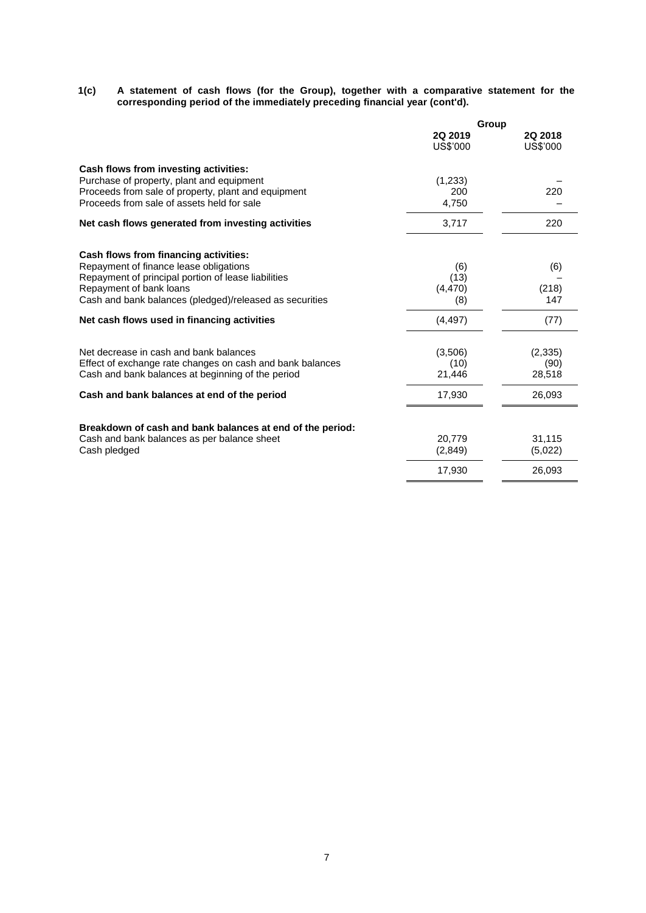**1(c) A statement of cash flows (for the Group), together with a comparative statement for the corresponding period of the immediately preceding financial year (cont'd).**

| | Group | |
|---|---|---|
| | **2Q 2019** US$'000 | **2Q 2018** US$'000 |
| **Cash flows from investing activities:** | | |
| Purchase of property, plant and equipment | (1,233) | – |
| Proceeds from sale of property, plant and equipment | 200 | 220 |
| Proceeds from sale of assets held for sale | 4,750 | – |
| **Net cash flows generated from investing activities** | 3,717 | 220 |
| | | |
| **Cash flows from financing activities:** | | |
| Repayment of finance lease obligations | (6) | (6) |
| Repayment of principal portion of lease liabilities | (13) | – |
| Repayment of bank loans | (4,470) | (218) |
| Cash and bank balances (pledged)/released as securities | (8) | 147 |
| **Net cash flows used in financing activities** | (4,497) | (77) |
| | | |
| Net decrease in cash and bank balances | (3,506) | (2,335) |
| Effect of exchange rate changes on cash and bank balances | (10) | (90) |
| Cash and bank balances at beginning of the period | 21,446 | 28,518 |
| **Cash and bank balances at end of the period** | 17,930 | 26,093 |
| | | |
| **Breakdown of cash and bank balances at end of the period:** | | |
| Cash and bank balances as per balance sheet | 20,779 | 31,115 |
| Cash pledged | (2,849) | (5,022) |
| | 17,930 | 26,093 |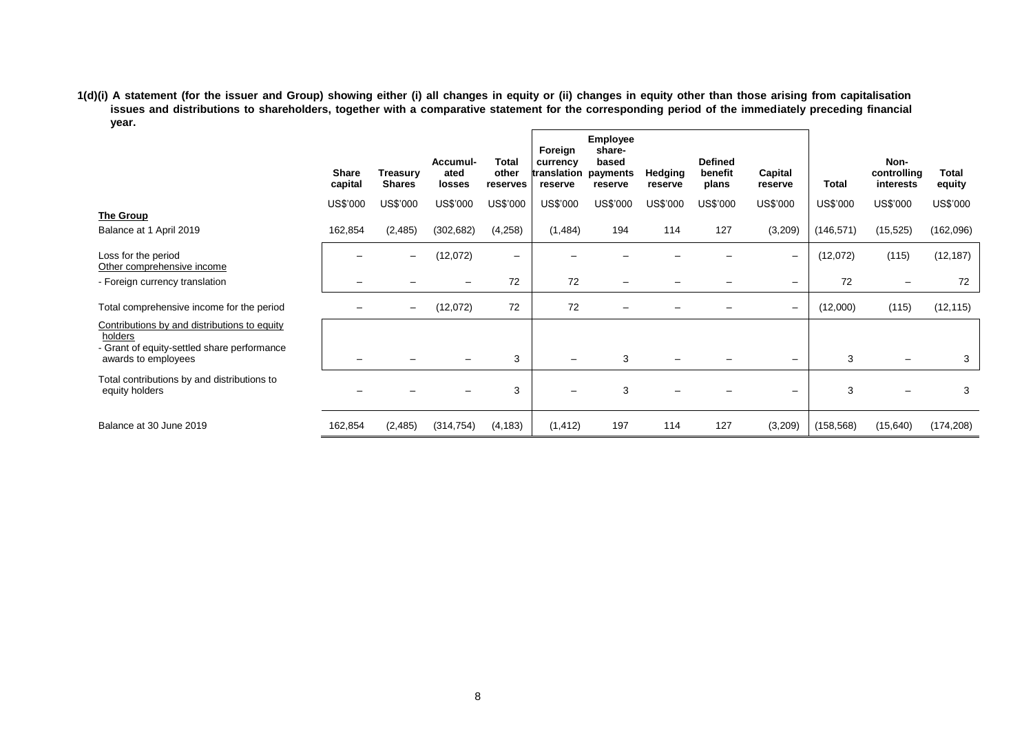**1(d)(i) A statement (for the issuer and Group) showing either (i) all changes in equity or (ii) changes in equity other than those arising from capitalisation issues and distributions to shareholders, together with a comparative statement for the corresponding period of the immediately preceding financial year.**

| | Share capital | Treasury Shares | Accumul-ated losses | Total other reserves | Foreign currency translation reserve | Employee share-based payments reserve | Hedging reserve | Defined benefit plans | Capital reserve | Total | Non-controlling interests | Total equity |
|---|---|---|---|---|---|---|---|---|---|---|---|---|
| | US$'000 | US$'000 | US$'000 | US$'000 | US$'000 | US$'000 | US$'000 | US$'000 | US$'000 | US$'000 | US$'000 | US$'000 |
| **The Group** | | | | | | | | | | | | |
| Balance at 1 April 2019 | 162,854 | (2,485) | (302,682) | (4,258) | (1,484) | 194 | 114 | 127 | (3,209) | (146,571) | (15,525) | (162,096) |
| Loss for the period | – | – | (12,072) | – | – | – | – | – | – | (12,072) | (115) | (12,187) |
| Other comprehensive income | | | | | | | | | | | | |
| - Foreign currency translation | – | – | – | 72 | 72 | – | – | – | – | 72 | – | 72 |
| Total comprehensive income for the period | – | – | (12,072) | 72 | 72 | – | – | – | – | (12,000) | (115) | (12,115) |
| Contributions by and distributions to equity holders | | | | | | | | | | | | |
| - Grant of equity-settled share performance awards to employees | – | – | – | 3 | – | 3 | – | – | – | 3 | – | 3 |
| Total contributions by and distributions to equity holders | – | – | – | 3 | – | 3 | – | – | – | 3 | – | 3 |
| Balance at 30 June 2019 | 162,854 | (2,485) | (314,754) | (4,183) | (1,412) | 197 | 114 | 127 | (3,209) | (158,568) | (15,640) | (174,208) |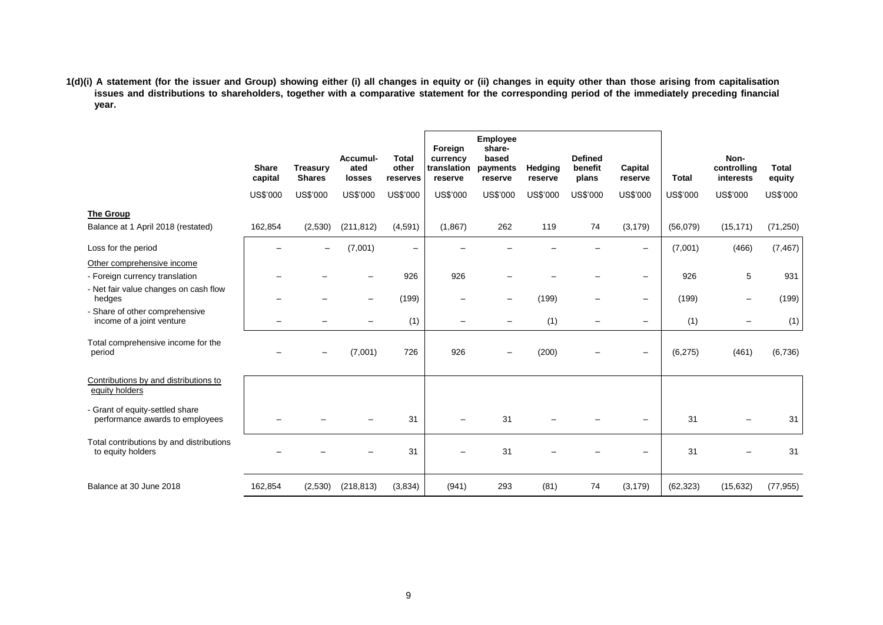**1(d)(i) A statement (for the issuer and Group) showing either (i) all changes in equity or (ii) changes in equity other than those arising from capitalisation issues and distributions to shareholders, together with a comparative statement for the corresponding period of the immediately preceding financial year.**

| | Share capital | Treasury Shares | Accumul-ated losses | Total other reserves | Foreign currency translation reserve | Employee share-based payments reserve | Hedging reserve | Defined benefit plans | Capital reserve | Total | Non-controlling interests | Total equity |
|---|---|---|---|---|---|---|---|---|---|---|---|---|
| | US$'000 | US$'000 | US$'000 | US$'000 | US$'000 | US$'000 | US$'000 | US$'000 | US$'000 | US$'000 | US$'000 | US$'000 |
| **The Group** | | | | | | | | | | | | |
| Balance at 1 April 2018 (restated) | 162,854 | (2,530) | (211,812) | (4,591) | (1,867) | 262 | 119 | 74 | (3,179) | (56,079) | (15,171) | (71,250) |
| Loss for the period | – | – | (7,001) | – | – | – | – | – | – | (7,001) | (466) | (7,467) |
| Other comprehensive income | | | | | | | | | | | | |
| - Foreign currency translation | – | – | – | 926 | 926 | – | – | – | – | 926 | 5 | 931 |
| - Net fair value changes on cash flow hedges | – | – | – | (199) | – | – | (199) | – | – | (199) | – | (199) |
| - Share of other comprehensive income of a joint venture | – | – | – | (1) | – | – | (1) | – | – | (1) | – | (1) |
| Total comprehensive income for the period | – | – | (7,001) | 726 | 926 | – | (200) | – | – | (6,275) | (461) | (6,736) |
| Contributions by and distributions to equity holders | | | | | | | | | | | | |
| - Grant of equity-settled share performance awards to employees | – | – | – | 31 | – | 31 | – | – | – | 31 | – | 31 |
| Total contributions by and distributions to equity holders | – | – | – | 31 | – | 31 | – | – | – | 31 | – | 31 |
| Balance at 30 June 2018 | 162,854 | (2,530) | (218,813) | (3,834) | (941) | 293 | (81) | 74 | (3,179) | (62,323) | (15,632) | (77,955) |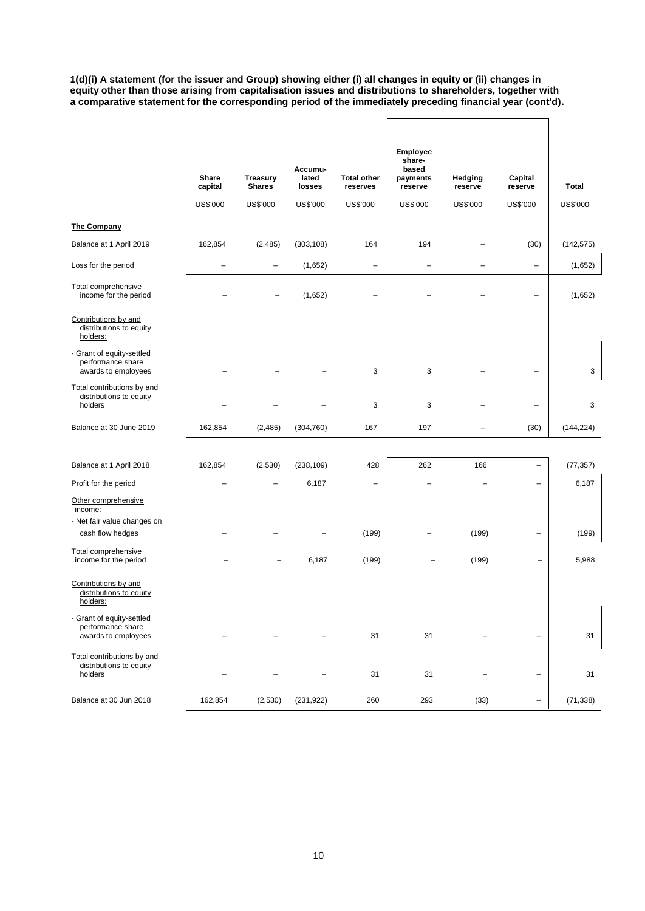**1(d)(i) A statement (for the issuer and Group) showing either (i) all changes in equity or (ii) changes in equity other than those arising from capitalisation issues and distributions to shareholders, together with a comparative statement for the corresponding period of the immediately preceding financial year (cont'd).**

| | Share capital | Treasury Shares | Accumu-lated losses | Total other reserves | Employee share-based payments reserve | Hedging reserve | Capital reserve | Total |
|---|---|---|---|---|---|---|---|---|
| | US$'000 | US$'000 | US$'000 | US$'000 | US$'000 | US$'000 | US$'000 | US$'000 |
| **The Company** | | | | | | | | |
| Balance at 1 April 2019 | 162,854 | (2,485) | (303,108) | 164 | 194 | – | (30) | (142,575) |
| Loss for the period | – | – | (1,652) | – | – | – | – | (1,652) |
| Total comprehensive income for the period | – | – | (1,652) | – | – | – | – | (1,652) |
| Contributions by and distributions to equity holders: | | | | | | | | |
| - Grant of equity-settled performance share awards to employees | – | – | – | 3 | 3 | – | – | 3 |
| Total contributions by and distributions to equity holders | – | – | – | 3 | 3 | – | – | 3 |
| Balance at 30 June 2019 | 162,854 | (2,485) | (304,760) | 167 | 197 | – | (30) | (144,224) |
| | | | | | | | | |
| Balance at 1 April 2018 | 162,854 | (2,530) | (238,109) | 428 | 262 | 166 | – | (77,357) |
| Profit for the period | – | – | 6,187 | – | – | – | – | 6,187 |
| Other comprehensive income: | | | | | | | | |
| - Net fair value changes on cash flow hedges | – | – | – | (199) | – | (199) | – | (199) |
| Total comprehensive income for the period | – | – | 6,187 | (199) | – | (199) | – | 5,988 |
| Contributions by and distributions to equity holders: | | | | | | | | |
| - Grant of equity-settled performance share awards to employees | – | – | – | 31 | 31 | – | – | 31 |
| Total contributions by and distributions to equity holders | – | – | – | 31 | 31 | – | – | 31 |
| Balance at 30 Jun 2018 | 162,854 | (2,530) | (231,922) | 260 | 293 | (33) | – | (71,338) |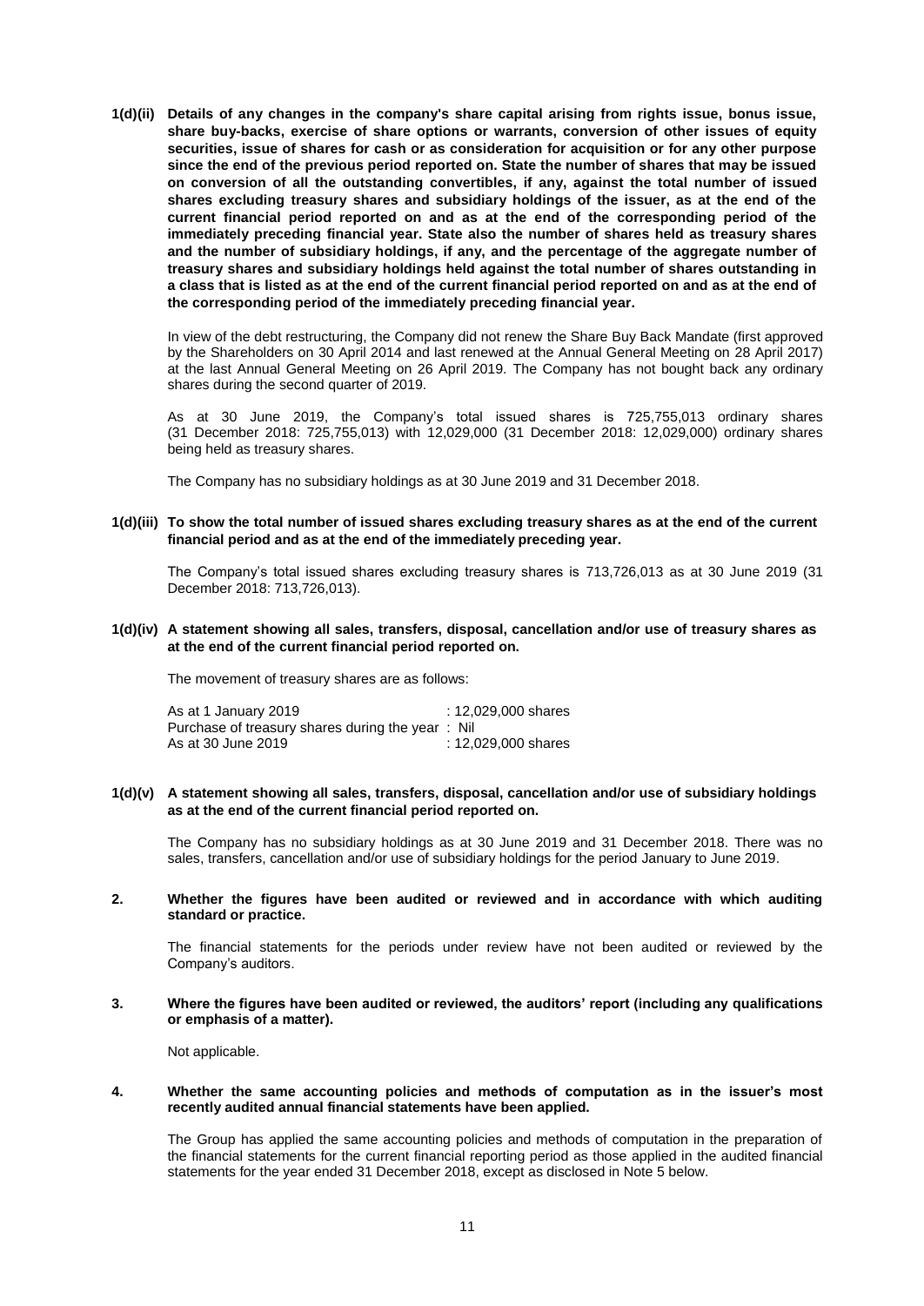**1(d)(ii) Details of any changes in the company's share capital arising from rights issue, bonus issue, share buy-backs, exercise of share options or warrants, conversion of other issues of equity securities, issue of shares for cash or as consideration for acquisition or for any other purpose since the end of the previous period reported on. State the number of shares that may be issued on conversion of all the outstanding convertibles, if any, against the total number of issued shares excluding treasury shares and subsidiary holdings of the issuer, as at the end of the current financial period reported on and as at the end of the corresponding period of the immediately preceding financial year. State also the number of shares held as treasury shares and the number of subsidiary holdings, if any, and the percentage of the aggregate number of treasury shares and subsidiary holdings held against the total number of shares outstanding in a class that is listed as at the end of the current financial period reported on and as at the end of the corresponding period of the immediately preceding financial year.**

In view of the debt restructuring, the Company did not renew the Share Buy Back Mandate (first approved by the Shareholders on 30 April 2014 and last renewed at the Annual General Meeting on 28 April 2017) at the last Annual General Meeting on 26 April 2019. The Company has not bought back any ordinary shares during the second quarter of 2019.

As at 30 June 2019, the Company's total issued shares is 725,755,013 ordinary shares (31 December 2018: 725,755,013) with 12,029,000 (31 December 2018: 12,029,000) ordinary shares being held as treasury shares.

The Company has no subsidiary holdings as at 30 June 2019 and 31 December 2018.

**1(d)(iii) To show the total number of issued shares excluding treasury shares as at the end of the current financial period and as at the end of the immediately preceding year.**

The Company's total issued shares excluding treasury shares is 713,726,013 as at 30 June 2019 (31 December 2018: 713,726,013).

**1(d)(iv) A statement showing all sales, transfers, disposal, cancellation and/or use of treasury shares as at the end of the current financial period reported on.**

The movement of treasury shares are as follows:

| | |
|---|---|
| As at 1 January 2019 | : 12,029,000 shares |
| Purchase of treasury shares during the year | : Nil |
| As at 30 June 2019 | : 12,029,000 shares |

**1(d)(v) A statement showing all sales, transfers, disposal, cancellation and/or use of subsidiary holdings as at the end of the current financial period reported on.**

The Company has no subsidiary holdings as at 30 June 2019 and 31 December 2018. There was no sales, transfers, cancellation and/or use of subsidiary holdings for the period January to June 2019.

**2. Whether the figures have been audited or reviewed and in accordance with which auditing standard or practice.**

The financial statements for the periods under review have not been audited or reviewed by the Company's auditors.

**3. Where the figures have been audited or reviewed, the auditors' report (including any qualifications or emphasis of a matter).**

Not applicable.

**4. Whether the same accounting policies and methods of computation as in the issuer's most recently audited annual financial statements have been applied.**

The Group has applied the same accounting policies and methods of computation in the preparation of the financial statements for the current financial reporting period as those applied in the audited financial statements for the year ended 31 December 2018, except as disclosed in Note 5 below.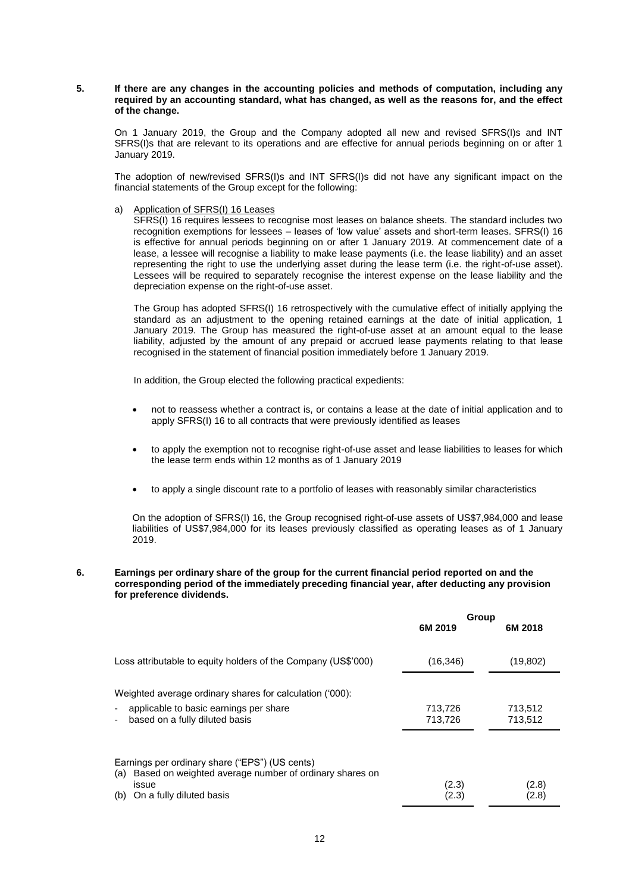**5. If there are any changes in the accounting policies and methods of computation, including any required by an accounting standard, what has changed, as well as the reasons for, and the effect of the change.**

On 1 January 2019, the Group and the Company adopted all new and revised SFRS(I)s and INT SFRS(I)s that are relevant to its operations and are effective for annual periods beginning on or after 1 January 2019.

The adoption of new/revised SFRS(I)s and INT SFRS(I)s did not have any significant impact on the financial statements of the Group except for the following:

a) Application of SFRS(I) 16 Leases

SFRS(I) 16 requires lessees to recognise most leases on balance sheets. The standard includes two recognition exemptions for lessees – leases of 'low value' assets and short-term leases. SFRS(I) 16 is effective for annual periods beginning on or after 1 January 2019. At commencement date of a lease, a lessee will recognise a liability to make lease payments (i.e. the lease liability) and an asset representing the right to use the underlying asset during the lease term (i.e. the right-of-use asset). Lessees will be required to separately recognise the interest expense on the lease liability and the depreciation expense on the right-of-use asset.

The Group has adopted SFRS(I) 16 retrospectively with the cumulative effect of initially applying the standard as an adjustment to the opening retained earnings at the date of initial application, 1 January 2019. The Group has measured the right-of-use asset at an amount equal to the lease liability, adjusted by the amount of any prepaid or accrued lease payments relating to that lease recognised in the statement of financial position immediately before 1 January 2019.

In addition, the Group elected the following practical expedients:

- not to reassess whether a contract is, or contains a lease at the date of initial application and to apply SFRS(I) 16 to all contracts that were previously identified as leases
- to apply the exemption not to recognise right-of-use asset and lease liabilities to leases for which the lease term ends within 12 months as of 1 January 2019
- to apply a single discount rate to a portfolio of leases with reasonably similar characteristics

On the adoption of SFRS(I) 16, the Group recognised right-of-use assets of US$7,984,000 and lease liabilities of US$7,984,000 for its leases previously classified as operating leases as of 1 January 2019.

**6. Earnings per ordinary share of the group for the current financial period reported on and the corresponding period of the immediately preceding financial year, after deducting any provision for preference dividends.**

| | Group | |
|---|---|---|
| | 6M 2019 | 6M 2018 |
| Loss attributable to equity holders of the Company (US$'000) | (16,346) | (19,802) |
| Weighted average ordinary shares for calculation ('000): | | |
| - applicable to basic earnings per share | 713,726 | 713,512 |
| - based on a fully diluted basis | 713,726 | 713,512 |
| Earnings per ordinary share ("EPS") (US cents) | | |
| (a) Based on weighted average number of ordinary shares on issue | (2.3) | (2.8) |
| (b) On a fully diluted basis | (2.3) | (2.8) |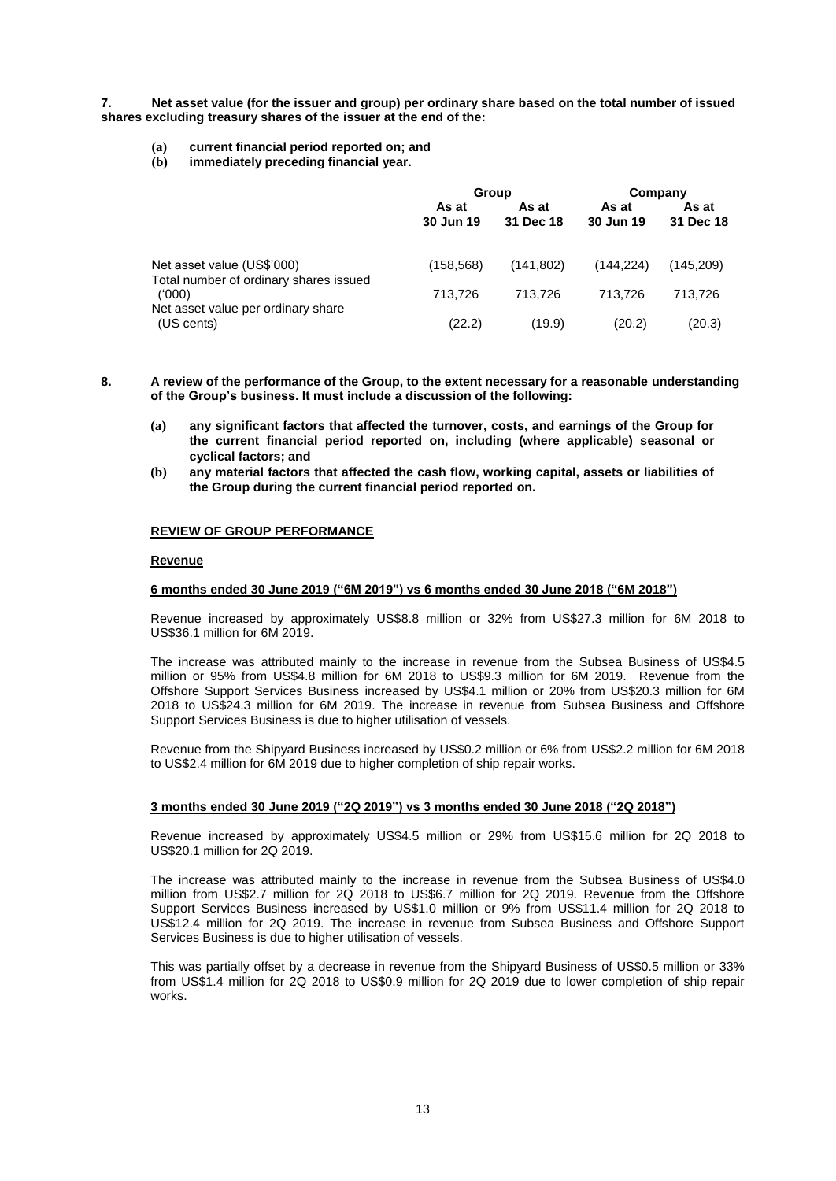**7. Net asset value (for the issuer and group) per ordinary share based on the total number of issued shares excluding treasury shares of the issuer at the end of the:**

**(a) current financial period reported on; and**
**(b) immediately preceding financial year.**

| | Group | | Company | |
|---|---|---|---|---|
| | **As at 30 Jun 19** | **As at 31 Dec 18** | **As at 30 Jun 19** | **As at 31 Dec 18** |
| Net asset value (US$'000) | (158,568) | (141,802) | (144,224) | (145,209) |
| Total number of ordinary shares issued ('000) | 713,726 | 713,726 | 713,726 | 713,726 |
| Net asset value per ordinary share (US cents) | (22.2) | (19.9) | (20.2) | (20.3) |

**8. A review of the performance of the Group, to the extent necessary for a reasonable understanding of the Group's business. It must include a discussion of the following:**

**(a) any significant factors that affected the turnover, costs, and earnings of the Group for the current financial period reported on, including (where applicable) seasonal or cyclical factors; and**

**(b) any material factors that affected the cash flow, working capital, assets or liabilities of the Group during the current financial period reported on.**

**REVIEW OF GROUP PERFORMANCE**

**Revenue**

**6 months ended 30 June 2019 ("6M 2019") vs 6 months ended 30 June 2018 ("6M 2018")**

Revenue increased by approximately US$8.8 million or 32% from US$27.3 million for 6M 2018 to US$36.1 million for 6M 2019.

The increase was attributed mainly to the increase in revenue from the Subsea Business of US$4.5 million or 95% from US$4.8 million for 6M 2018 to US$9.3 million for 6M 2019. Revenue from the Offshore Support Services Business increased by US$4.1 million or 20% from US$20.3 million for 6M 2018 to US$24.3 million for 6M 2019. The increase in revenue from Subsea Business and Offshore Support Services Business is due to higher utilisation of vessels.

Revenue from the Shipyard Business increased by US$0.2 million or 6% from US$2.2 million for 6M 2018 to US$2.4 million for 6M 2019 due to higher completion of ship repair works.

**3 months ended 30 June 2019 ("2Q 2019") vs 3 months ended 30 June 2018 ("2Q 2018")**

Revenue increased by approximately US$4.5 million or 29% from US$15.6 million for 2Q 2018 to US$20.1 million for 2Q 2019.

The increase was attributed mainly to the increase in revenue from the Subsea Business of US$4.0 million from US$2.7 million for 2Q 2018 to US$6.7 million for 2Q 2019. Revenue from the Offshore Support Services Business increased by US$1.0 million or 9% from US$11.4 million for 2Q 2018 to US$12.4 million for 2Q 2019. The increase in revenue from Subsea Business and Offshore Support Services Business is due to higher utilisation of vessels.

This was partially offset by a decrease in revenue from the Shipyard Business of US$0.5 million or 33% from US$1.4 million for 2Q 2018 to US$0.9 million for 2Q 2019 due to lower completion of ship repair works.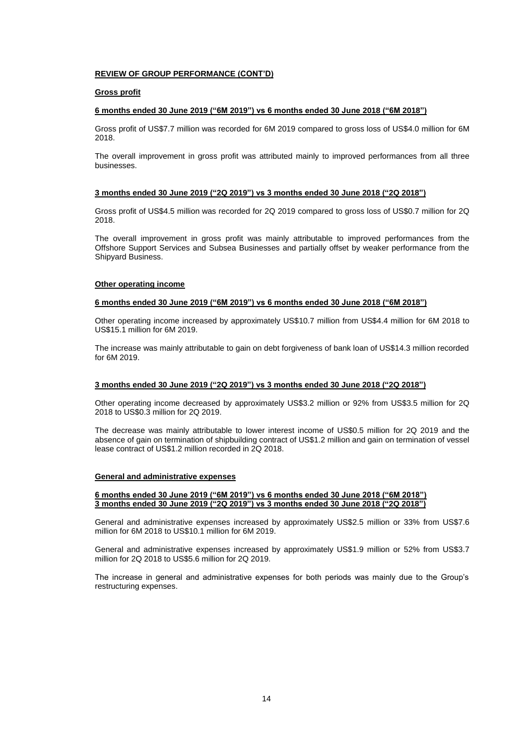**REVIEW OF GROUP PERFORMANCE (CONT'D)**

**Gross profit**

**6 months ended 30 June 2019 ("6M 2019") vs 6 months ended 30 June 2018 ("6M 2018")**

Gross profit of US$7.7 million was recorded for 6M 2019 compared to gross loss of US$4.0 million for 6M 2018.

The overall improvement in gross profit was attributed mainly to improved performances from all three businesses.

**3 months ended 30 June 2019 ("2Q 2019") vs 3 months ended 30 June 2018 ("2Q 2018")**

Gross profit of US$4.5 million was recorded for 2Q 2019 compared to gross loss of US$0.7 million for 2Q 2018.

The overall improvement in gross profit was mainly attributable to improved performances from the Offshore Support Services and Subsea Businesses and partially offset by weaker performance from the Shipyard Business.

**Other operating income**

**6 months ended 30 June 2019 ("6M 2019") vs 6 months ended 30 June 2018 ("6M 2018")**

Other operating income increased by approximately US$10.7 million from US$4.4 million for 6M 2018 to US$15.1 million for 6M 2019.

The increase was mainly attributable to gain on debt forgiveness of bank loan of US$14.3 million recorded for 6M 2019.

**3 months ended 30 June 2019 ("2Q 2019") vs 3 months ended 30 June 2018 ("2Q 2018")**

Other operating income decreased by approximately US$3.2 million or 92% from US$3.5 million for 2Q 2018 to US$0.3 million for 2Q 2019.

The decrease was mainly attributable to lower interest income of US$0.5 million for 2Q 2019 and the absence of gain on termination of shipbuilding contract of US$1.2 million and gain on termination of vessel lease contract of US$1.2 million recorded in 2Q 2018.

**General and administrative expenses**

**6 months ended 30 June 2019 ("6M 2019") vs 6 months ended 30 June 2018 ("6M 2018")**
**3 months ended 30 June 2019 ("2Q 2019") vs 3 months ended 30 June 2018 ("2Q 2018")**

General and administrative expenses increased by approximately US$2.5 million or 33% from US$7.6 million for 6M 2018 to US$10.1 million for 6M 2019.

General and administrative expenses increased by approximately US$1.9 million or 52% from US$3.7 million for 2Q 2018 to US$5.6 million for 2Q 2019.

The increase in general and administrative expenses for both periods was mainly due to the Group's restructuring expenses.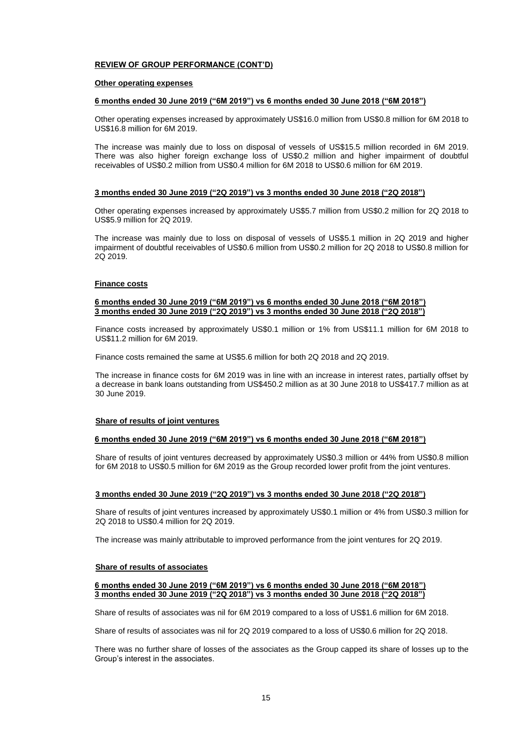**REVIEW OF GROUP PERFORMANCE (CONT'D)**

**Other operating expenses**

**6 months ended 30 June 2019 ("6M 2019") vs 6 months ended 30 June 2018 ("6M 2018")**

Other operating expenses increased by approximately US$16.0 million from US$0.8 million for 6M 2018 to US$16.8 million for 6M 2019.

The increase was mainly due to loss on disposal of vessels of US$15.5 million recorded in 6M 2019. There was also higher foreign exchange loss of US$0.2 million and higher impairment of doubtful receivables of US$0.2 million from US$0.4 million for 6M 2018 to US$0.6 million for 6M 2019.

**3 months ended 30 June 2019 ("2Q 2019") vs 3 months ended 30 June 2018 ("2Q 2018")**

Other operating expenses increased by approximately US$5.7 million from US$0.2 million for 2Q 2018 to US$5.9 million for 2Q 2019.

The increase was mainly due to loss on disposal of vessels of US$5.1 million in 2Q 2019 and higher impairment of doubtful receivables of US$0.6 million from US$0.2 million for 2Q 2018 to US$0.8 million for 2Q 2019.

**Finance costs**

**6 months ended 30 June 2019 ("6M 2019") vs 6 months ended 30 June 2018 ("6M 2018")**
**3 months ended 30 June 2019 ("2Q 2019") vs 3 months ended 30 June 2018 ("2Q 2018")**

Finance costs increased by approximately US$0.1 million or 1% from US$11.1 million for 6M 2018 to US$11.2 million for 6M 2019.

Finance costs remained the same at US$5.6 million for both 2Q 2018 and 2Q 2019.

The increase in finance costs for 6M 2019 was in line with an increase in interest rates, partially offset by a decrease in bank loans outstanding from US$450.2 million as at 30 June 2018 to US$417.7 million as at 30 June 2019.

**Share of results of joint ventures**

**6 months ended 30 June 2019 ("6M 2019") vs 6 months ended 30 June 2018 ("6M 2018")**

Share of results of joint ventures decreased by approximately US$0.3 million or 44% from US$0.8 million for 6M 2018 to US$0.5 million for 6M 2019 as the Group recorded lower profit from the joint ventures.

**3 months ended 30 June 2019 ("2Q 2019") vs 3 months ended 30 June 2018 ("2Q 2018")**

Share of results of joint ventures increased by approximately US$0.1 million or 4% from US$0.3 million for 2Q 2018 to US$0.4 million for 2Q 2019.

The increase was mainly attributable to improved performance from the joint ventures for 2Q 2019.

**Share of results of associates**

**6 months ended 30 June 2019 ("6M 2019") vs 6 months ended 30 June 2018 ("6M 2018")**
**3 months ended 30 June 2019 ("2Q 2018") vs 3 months ended 30 June 2018 ("2Q 2018")**

Share of results of associates was nil for 6M 2019 compared to a loss of US$1.6 million for 6M 2018.

Share of results of associates was nil for 2Q 2019 compared to a loss of US$0.6 million for 2Q 2018.

There was no further share of losses of the associates as the Group capped its share of losses up to the Group's interest in the associates.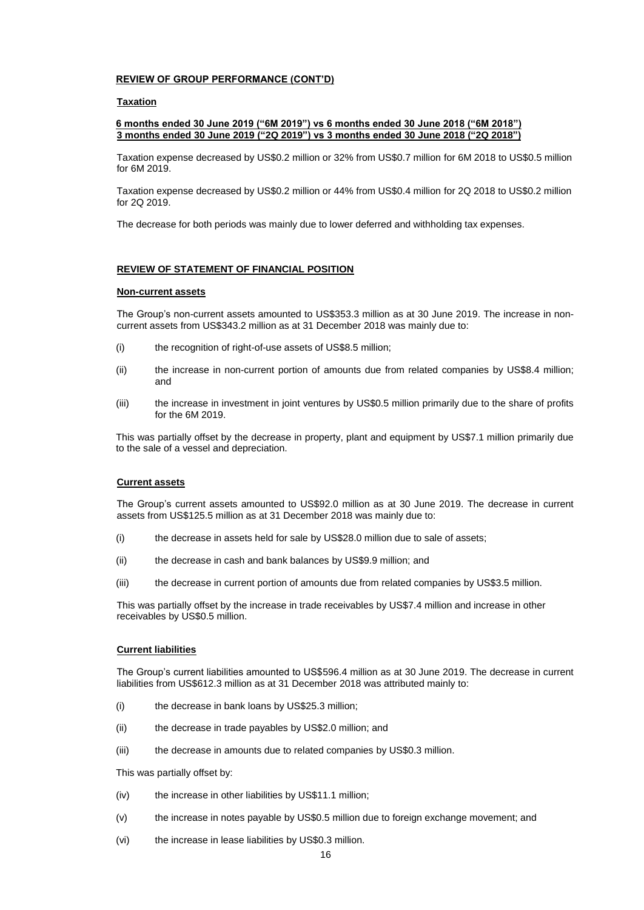**REVIEW OF GROUP PERFORMANCE (CONT'D)**

**Taxation**

**6 months ended 30 June 2019 ("6M 2019") vs 6 months ended 30 June 2018 ("6M 2018")**
**3 months ended 30 June 2019 ("2Q 2019") vs 3 months ended 30 June 2018 ("2Q 2018")**

Taxation expense decreased by US$0.2 million or 32% from US$0.7 million for 6M 2018 to US$0.5 million for 6M 2019.

Taxation expense decreased by US$0.2 million or 44% from US$0.4 million for 2Q 2018 to US$0.2 million for 2Q 2019.

The decrease for both periods was mainly due to lower deferred and withholding tax expenses.

**REVIEW OF STATEMENT OF FINANCIAL POSITION**

**Non-current assets**

The Group's non-current assets amounted to US$353.3 million as at 30 June 2019. The increase in non-current assets from US$343.2 million as at 31 December 2018 was mainly due to:

(i) the recognition of right-of-use assets of US$8.5 million;

(ii) the increase in non-current portion of amounts due from related companies by US$8.4 million; and

(iii) the increase in investment in joint ventures by US$0.5 million primarily due to the share of profits for the 6M 2019.

This was partially offset by the decrease in property, plant and equipment by US$7.1 million primarily due to the sale of a vessel and depreciation.

**Current assets**

The Group's current assets amounted to US$92.0 million as at 30 June 2019. The decrease in current assets from US$125.5 million as at 31 December 2018 was mainly due to:

(i) the decrease in assets held for sale by US$28.0 million due to sale of assets;

(ii) the decrease in cash and bank balances by US$9.9 million; and

(iii) the decrease in current portion of amounts due from related companies by US$3.5 million.

This was partially offset by the increase in trade receivables by US$7.4 million and increase in other receivables by US$0.5 million.

**Current liabilities**

The Group's current liabilities amounted to US$596.4 million as at 30 June 2019. The decrease in current liabilities from US$612.3 million as at 31 December 2018 was attributed mainly to:

(i) the decrease in bank loans by US$25.3 million;

(ii) the decrease in trade payables by US$2.0 million; and

(iii) the decrease in amounts due to related companies by US$0.3 million.

This was partially offset by:

(iv) the increase in other liabilities by US$11.1 million;

(v) the increase in notes payable by US$0.5 million due to foreign exchange movement; and

(vi) the increase in lease liabilities by US$0.3 million.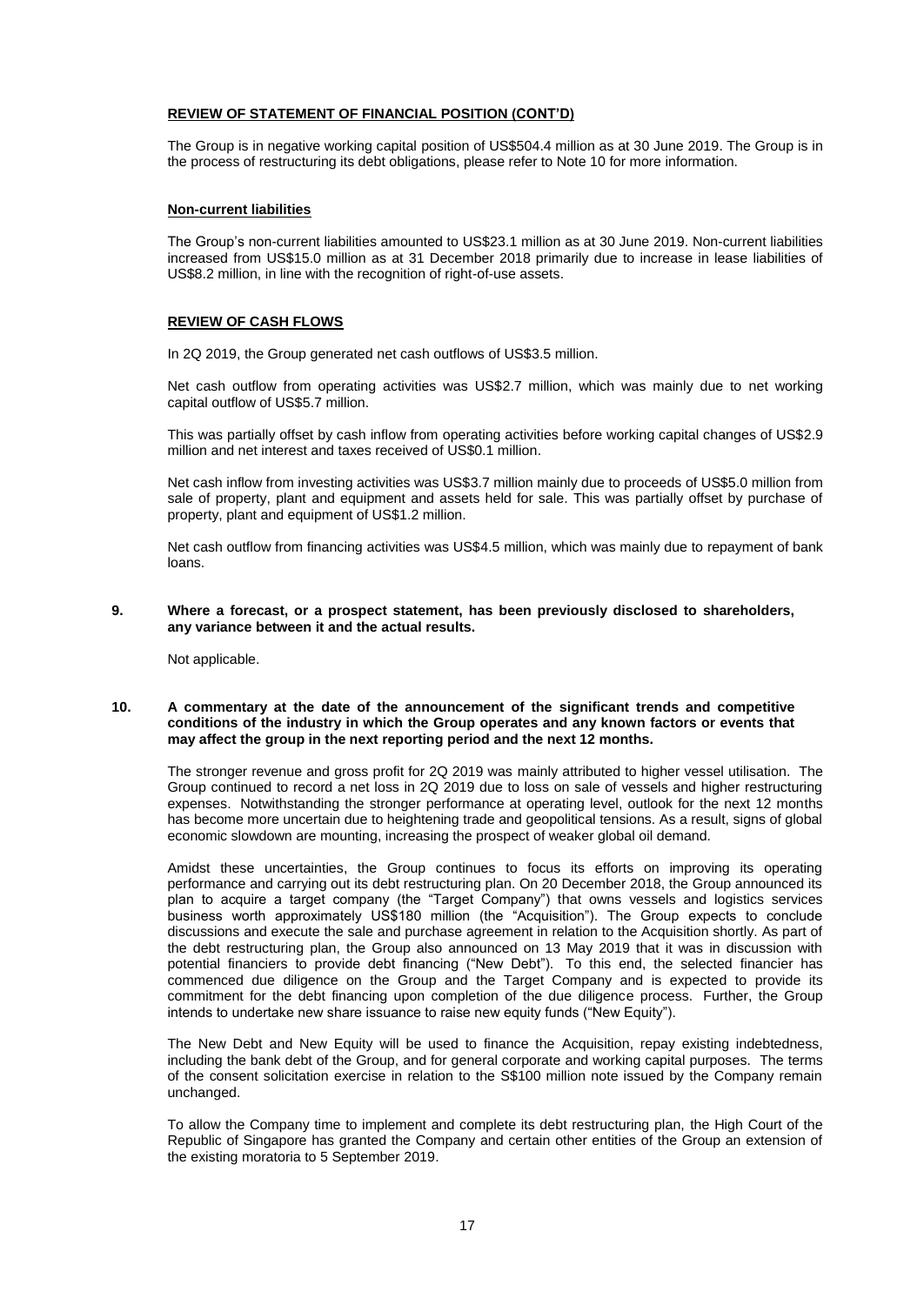**REVIEW OF STATEMENT OF FINANCIAL POSITION (CONT'D)**

The Group is in negative working capital position of US$504.4 million as at 30 June 2019. The Group is in the process of restructuring its debt obligations, please refer to Note 10 for more information.

**Non-current liabilities**

The Group's non-current liabilities amounted to US$23.1 million as at 30 June 2019. Non-current liabilities increased from US$15.0 million as at 31 December 2018 primarily due to increase in lease liabilities of US$8.2 million, in line with the recognition of right-of-use assets.

**REVIEW OF CASH FLOWS**

In 2Q 2019, the Group generated net cash outflows of US$3.5 million.

Net cash outflow from operating activities was US$2.7 million, which was mainly due to net working capital outflow of US$5.7 million.

This was partially offset by cash inflow from operating activities before working capital changes of US$2.9 million and net interest and taxes received of US$0.1 million.

Net cash inflow from investing activities was US$3.7 million mainly due to proceeds of US$5.0 million from sale of property, plant and equipment and assets held for sale. This was partially offset by purchase of property, plant and equipment of US$1.2 million.

Net cash outflow from financing activities was US$4.5 million, which was mainly due to repayment of bank loans.

**9. Where a forecast, or a prospect statement, has been previously disclosed to shareholders, any variance between it and the actual results.**

Not applicable.

**10. A commentary at the date of the announcement of the significant trends and competitive conditions of the industry in which the Group operates and any known factors or events that may affect the group in the next reporting period and the next 12 months.**

The stronger revenue and gross profit for 2Q 2019 was mainly attributed to higher vessel utilisation. The Group continued to record a net loss in 2Q 2019 due to loss on sale of vessels and higher restructuring expenses. Notwithstanding the stronger performance at operating level, outlook for the next 12 months has become more uncertain due to heightening trade and geopolitical tensions. As a result, signs of global economic slowdown are mounting, increasing the prospect of weaker global oil demand.

Amidst these uncertainties, the Group continues to focus its efforts on improving its operating performance and carrying out its debt restructuring plan. On 20 December 2018, the Group announced its plan to acquire a target company (the "Target Company") that owns vessels and logistics services business worth approximately US$180 million (the "Acquisition"). The Group expects to conclude discussions and execute the sale and purchase agreement in relation to the Acquisition shortly. As part of the debt restructuring plan, the Group also announced on 13 May 2019 that it was in discussion with potential financiers to provide debt financing ("New Debt"). To this end, the selected financier has commenced due diligence on the Group and the Target Company and is expected to provide its commitment for the debt financing upon completion of the due diligence process. Further, the Group intends to undertake new share issuance to raise new equity funds ("New Equity").

The New Debt and New Equity will be used to finance the Acquisition, repay existing indebtedness, including the bank debt of the Group, and for general corporate and working capital purposes. The terms of the consent solicitation exercise in relation to the S$100 million note issued by the Company remain unchanged.

To allow the Company time to implement and complete its debt restructuring plan, the High Court of the Republic of Singapore has granted the Company and certain other entities of the Group an extension of the existing moratoria to 5 September 2019.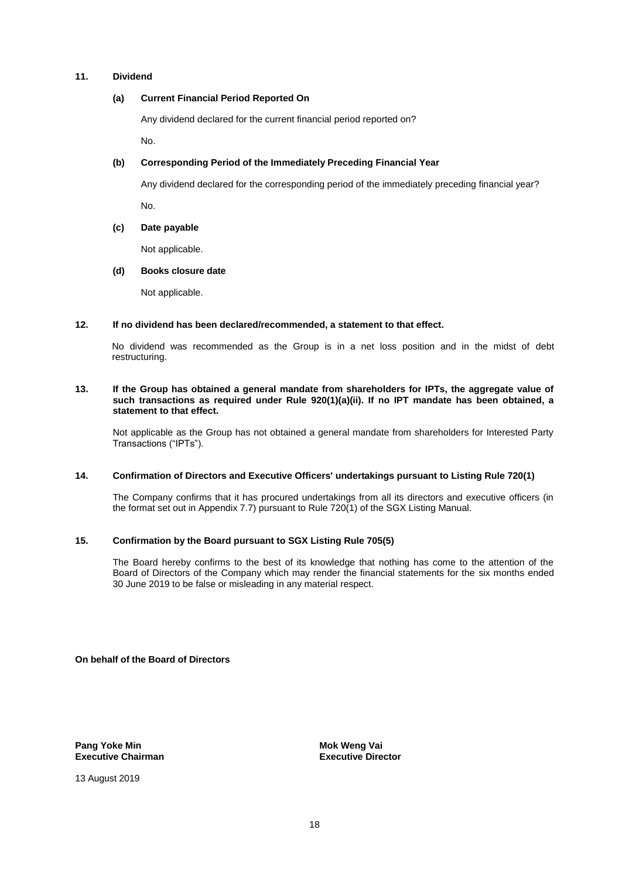**11. Dividend**

**(a) Current Financial Period Reported On**

Any dividend declared for the current financial period reported on?

No.

**(b) Corresponding Period of the Immediately Preceding Financial Year**

Any dividend declared for the corresponding period of the immediately preceding financial year?

No.

**(c) Date payable**

Not applicable.

**(d) Books closure date**

Not applicable.

**12. If no dividend has been declared/recommended, a statement to that effect.**

No dividend was recommended as the Group is in a net loss position and in the midst of debt restructuring.

**13. If the Group has obtained a general mandate from shareholders for IPTs, the aggregate value of such transactions as required under Rule 920(1)(a)(ii). If no IPT mandate has been obtained, a statement to that effect.**

Not applicable as the Group has not obtained a general mandate from shareholders for Interested Party Transactions ("IPTs").

**14. Confirmation of Directors and Executive Officers' undertakings pursuant to Listing Rule 720(1)**

The Company confirms that it has procured undertakings from all its directors and executive officers (in the format set out in Appendix 7.7) pursuant to Rule 720(1) of the SGX Listing Manual.

**15. Confirmation by the Board pursuant to SGX Listing Rule 705(5)**

The Board hereby confirms to the best of its knowledge that nothing has come to the attention of the Board of Directors of the Company which may render the financial statements for the six months ended 30 June 2019 to be false or misleading in any material respect.

**On behalf of the Board of Directors**

**Pang Yoke Min**
**Executive Chairman**

**Mok Weng Vai**
**Executive Director**

13 August 2019